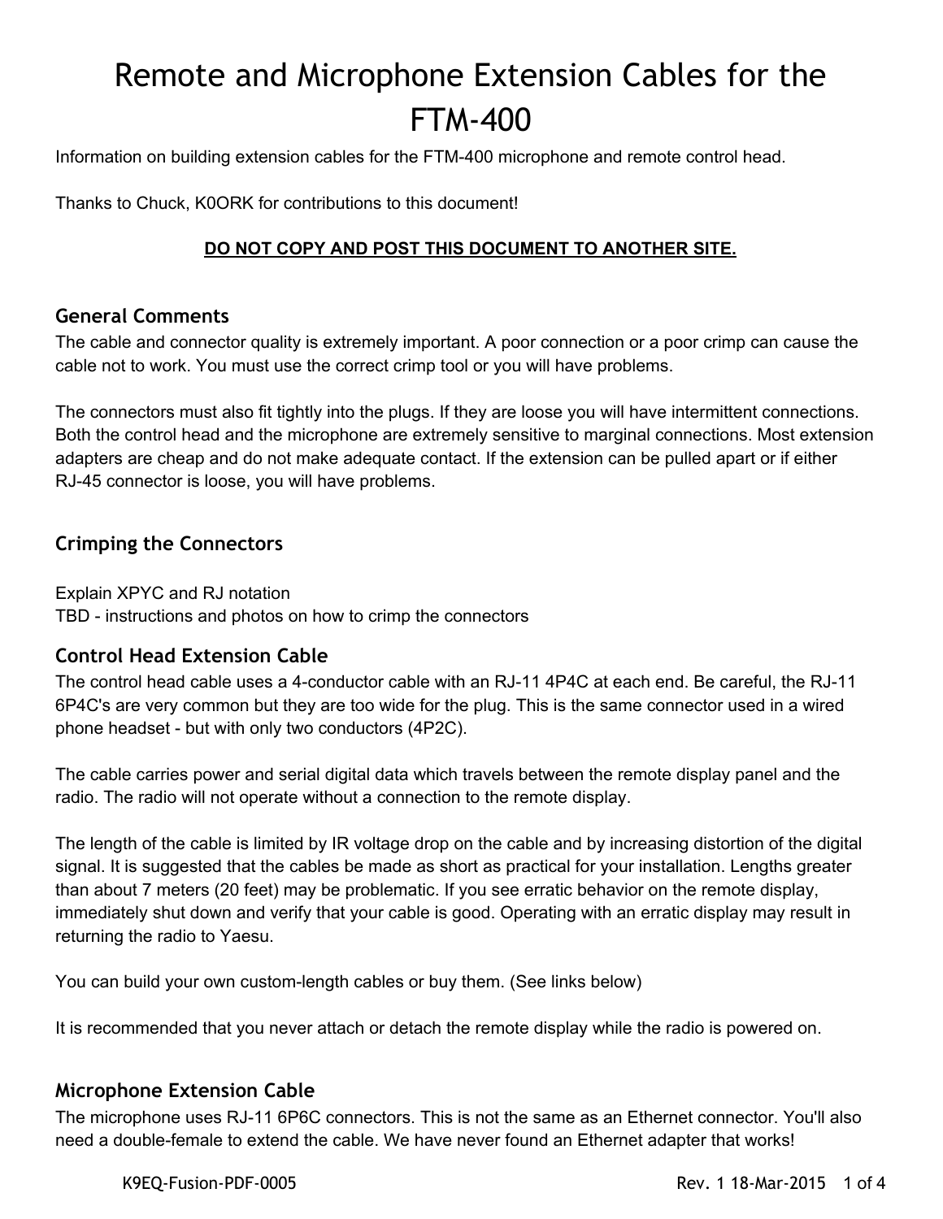# Remote and Microphone Extension Cables for the FTM-400

Information on building extension cables for the FTM-400 microphone and remote control head.

Thanks to Chuck, K0ORK for contributions to this document!

**DO NOT COPY AND POST THIS DOCUMENT TO ANOTHER SITE.**

## General Comments

The cable and connector quality is extremely important. A poor connection or a poor crimp can cause the cable not to work. You must use the correct crimp tool or you will have problems.

The connectors must also fit tightly into the plugs. If they are loose you will have intermittent connections. Both the control head and the microphone are extremely sensitive to marginal connections. Most extension adapters are cheap and do not make adequate contact. If the extension can be pulled apart or if either RJ-45 connector is loose, you will have problems.

## Crimping the Connectors

Explain XPYC and RJ notation
TBD - instructions and photos on how to crimp the connectors

## Control Head Extension Cable

The control head cable uses a 4-conductor cable with an RJ-11 4P4C at each end. Be careful, the RJ-11 6P4C's are very common but they are too wide for the plug. This is the same connector used in a wired phone headset - but with only two conductors (4P2C).

The cable carries power and serial digital data which travels between the remote display panel and the radio. The radio will not operate without a connection to the remote display.

The length of the cable is limited by IR voltage drop on the cable and by increasing distortion of the digital signal. It is suggested that the cables be made as short as practical for your installation. Lengths greater than about 7 meters (20 feet) may be problematic. If you see erratic behavior on the remote display, immediately shut down and verify that your cable is good. Operating with an erratic display may result in returning the radio to Yaesu.

You can build your own custom-length cables or buy them. (See links below)

It is recommended that you never attach or detach the remote display while the radio is powered on.

## Microphone Extension Cable

The microphone uses RJ-11 6P6C connectors. This is not the same as an Ethernet connector. You'll also need a double-female to extend the cable. We have never found an Ethernet adapter that works!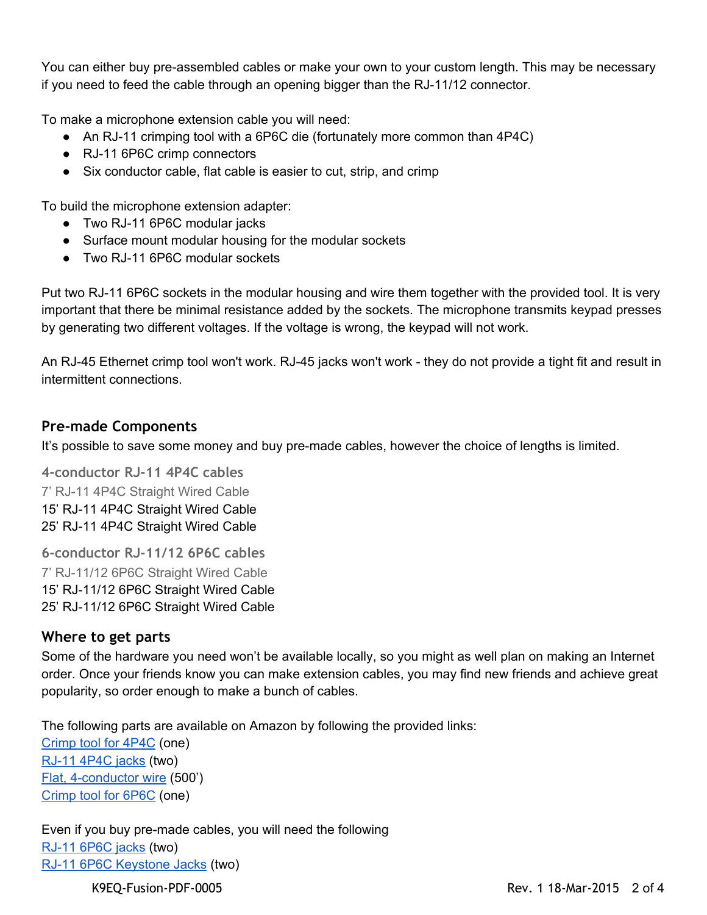You can either buy pre-assembled cables or make your own to your custom length. This may be necessary if you need to feed the cable through an opening bigger than the RJ-11/12 connector.

To make a microphone extension cable you will need:

- An RJ-11 crimping tool with a 6P6C die (fortunately more common than 4P4C)
- RJ-11 6P6C crimp connectors
- Six conductor cable, flat cable is easier to cut, strip, and crimp

To build the microphone extension adapter:

- Two RJ-11 6P6C modular jacks
- Surface mount modular housing for the modular sockets
- Two RJ-11 6P6C modular sockets

Put two RJ-11 6P6C sockets in the modular housing and wire them together with the provided tool. It is very important that there be minimal resistance added by the sockets. The microphone transmits keypad presses by generating two different voltages. If the voltage is wrong, the keypad will not work.

An RJ-45 Ethernet crimp tool won't work. RJ-45 jacks won't work - they do not provide a tight fit and result in intermittent connections.

## Pre-made Components

It's possible to save some money and buy pre-made cables, however the choice of lengths is limited.

### 4-conductor RJ-11 4P4C cables

7' RJ-11 4P4C Straight Wired Cable
15' RJ-11 4P4C Straight Wired Cable
25' RJ-11 4P4C Straight Wired Cable

### 6-conductor RJ-11/12 6P6C cables

7' RJ-11/12 6P6C Straight Wired Cable
15' RJ-11/12 6P6C Straight Wired Cable
25' RJ-11/12 6P6C Straight Wired Cable

## Where to get parts

Some of the hardware you need won't be available locally, so you might as well plan on making an Internet order. Once your friends know you can make extension cables, you may find new friends and achieve great popularity, so order enough to make a bunch of cables.

The following parts are available on Amazon by following the provided links:
Crimp tool for 4P4C (one)
RJ-11 4P4C jacks (two)
Flat, 4-conductor wire (500')
Crimp tool for 6P6C (one)

Even if you buy pre-made cables, you will need the following
RJ-11 6P6C jacks (two)
RJ-11 6P6C Keystone Jacks (two)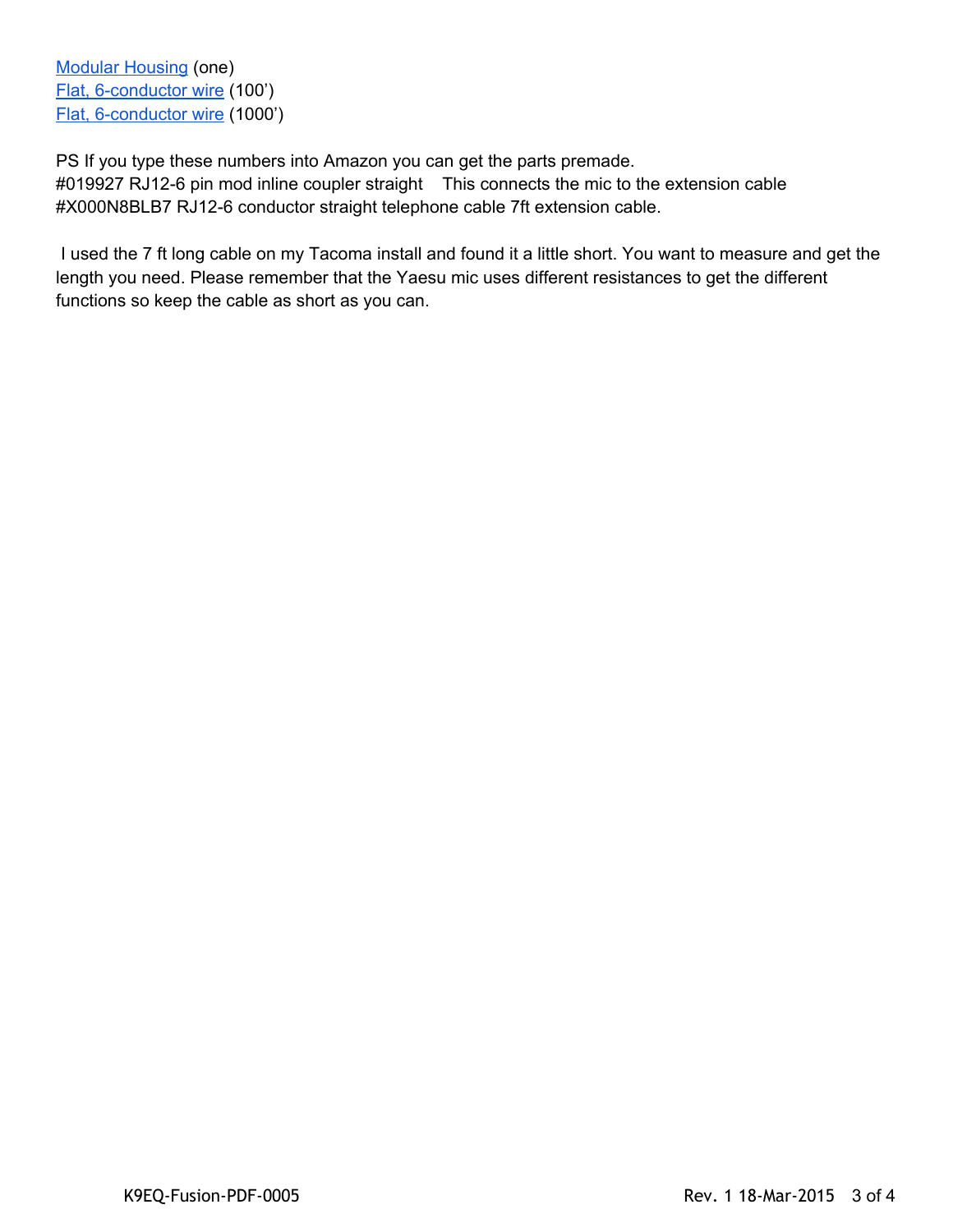Modular Housing (one)
Flat, 6-conductor wire (100’)
Flat, 6-conductor wire (1000’)

PS If you type these numbers into Amazon you can get the parts premade.
#019927 RJ12-6 pin mod inline coupler straight    This connects the mic to the extension cable
#X000N8BLB7 RJ12-6 conductor straight telephone cable 7ft extension cable.

I used the 7 ft long cable on my Tacoma install and found it a little short. You want to measure and get the length you need. Please remember that the Yaesu mic uses different resistances to get the different functions so keep the cable as short as you can.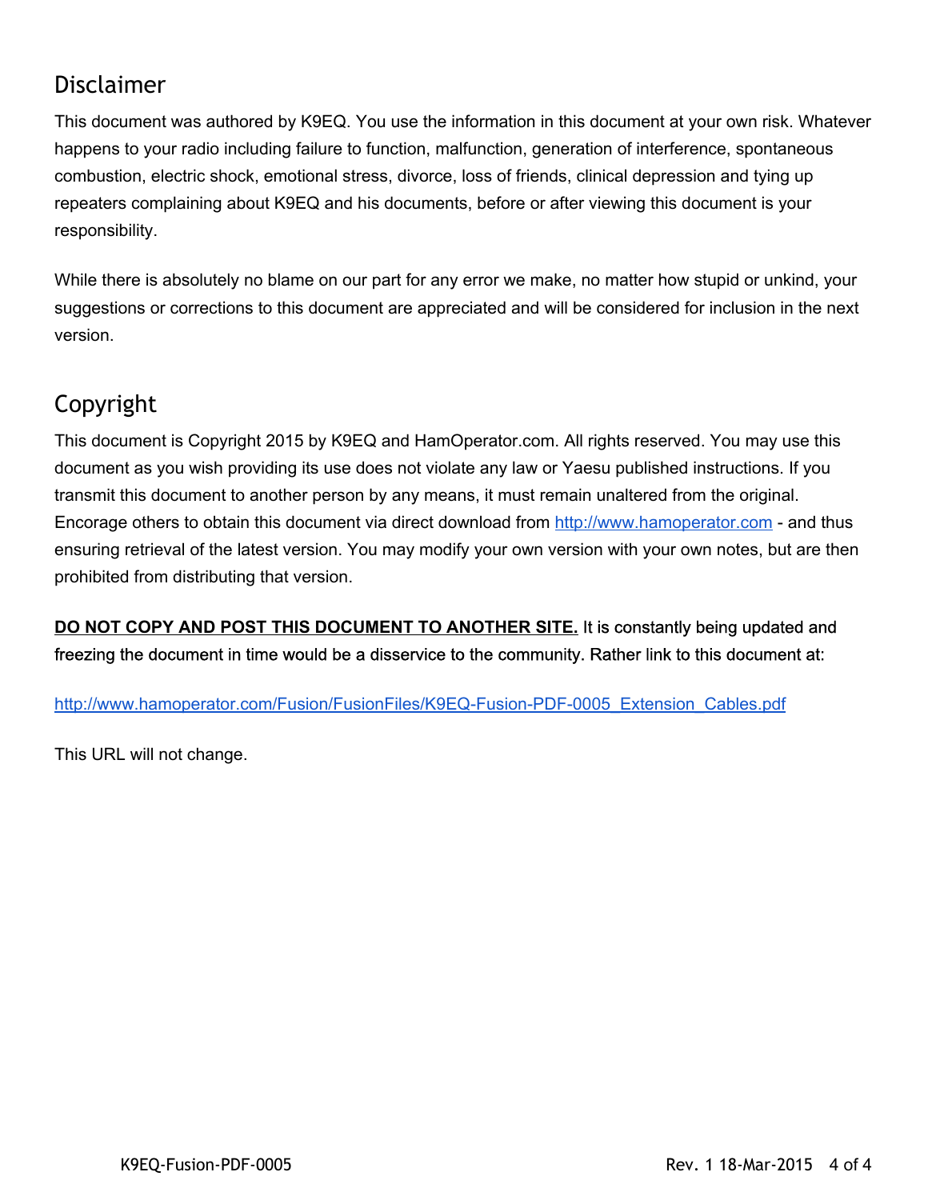## Disclaimer

This document was authored by K9EQ. You use the information in this document at your own risk. Whatever happens to your radio including failure to function, malfunction, generation of interference, spontaneous combustion, electric shock, emotional stress, divorce, loss of friends, clinical depression and tying up repeaters complaining about K9EQ and his documents, before or after viewing this document is your responsibility.

While there is absolutely no blame on our part for any error we make, no matter how stupid or unkind, your suggestions or corrections to this document are appreciated and will be considered for inclusion in the next version.

## Copyright

This document is Copyright 2015 by K9EQ and HamOperator.com. All rights reserved. You may use this document as you wish providing its use does not violate any law or Yaesu published instructions. If you transmit this document to another person by any means, it must remain unaltered from the original. Encorage others to obtain this document via direct download from http://www.hamoperator.com - and thus ensuring retrieval of the latest version. You may modify your own version with your own notes, but are then prohibited from distributing that version.

**DO NOT COPY AND POST THIS DOCUMENT TO ANOTHER SITE.** It is constantly being updated and freezing the document in time would be a disservice to the community. Rather link to this document at:

http://www.hamoperator.com/Fusion/FusionFiles/K9EQ-Fusion-PDF-0005_Extension_Cables.pdf

This URL will not change.